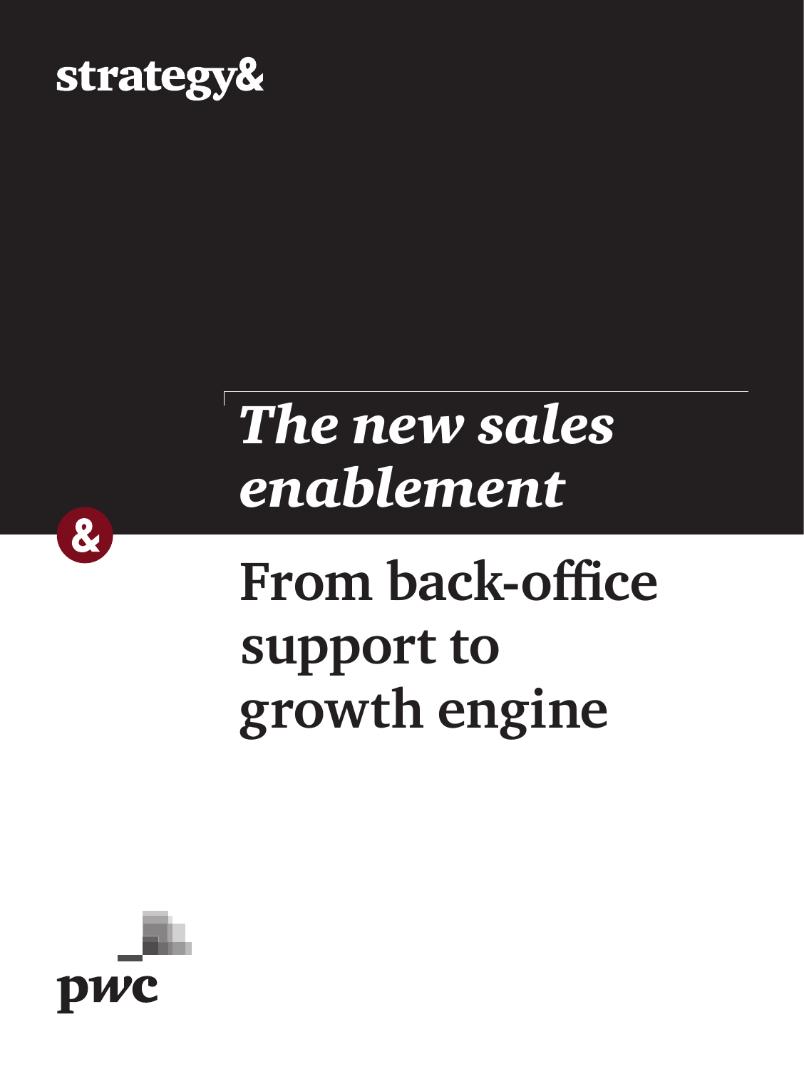strategy&

# *The new sales enablement*

## From back-office support to growth engine

pwc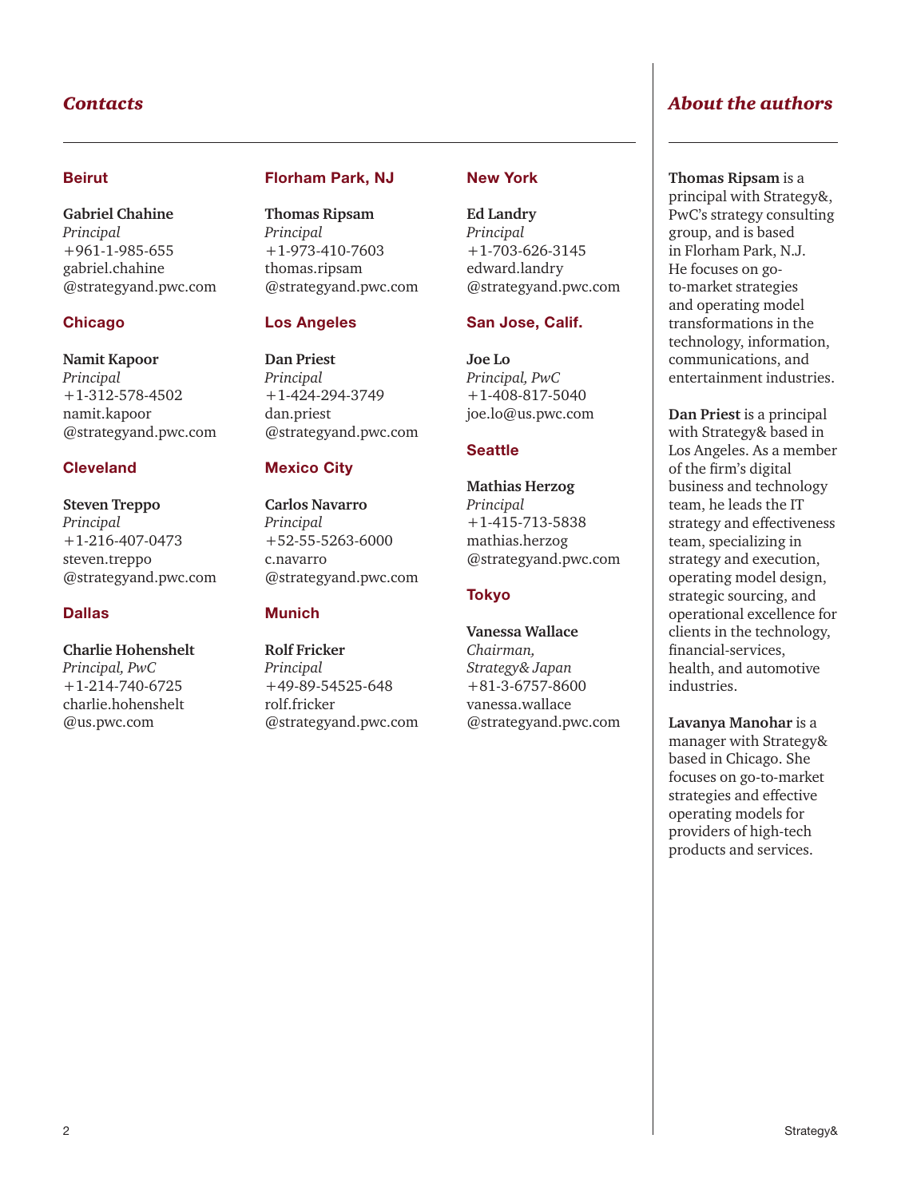## Contacts

### Beirut

**Gabriel Chahine**
*Principal*
+961-1-985-655
gabriel.chahine
@strategyand.pwc.com

### Chicago

**Namit Kapoor**
*Principal*
+1-312-578-4502
namit.kapoor
@strategyand.pwc.com

### Cleveland

**Steven Treppo**
*Principal*
+1-216-407-0473
steven.treppo
@strategyand.pwc.com

### Dallas

**Charlie Hohenshelt**
*Principal, PwC*
+1-214-740-6725
charlie.hohenshelt
@us.pwc.com

### Florham Park, NJ

**Thomas Ripsam**
*Principal*
+1-973-410-7603
thomas.ripsam
@strategyand.pwc.com

### Los Angeles

**Dan Priest**
*Principal*
+1-424-294-3749
dan.priest
@strategyand.pwc.com

### Mexico City

**Carlos Navarro**
*Principal*
+52-55-5263-6000
c.navarro
@strategyand.pwc.com

### Munich

**Rolf Fricker**
*Principal*
+49-89-54525-648
rolf.fricker
@strategyand.pwc.com

### New York

**Ed Landry**
*Principal*
+1-703-626-3145
edward.landry
@strategyand.pwc.com

### San Jose, Calif.

**Joe Lo**
*Principal, PwC*
+1-408-817-5040
joe.lo@us.pwc.com

### Seattle

**Mathias Herzog**
*Principal*
+1-415-713-5838
mathias.herzog
@strategyand.pwc.com

### Tokyo

**Vanessa Wallace**
*Chairman,*
*Strategy& Japan*
+81-3-6757-8600
vanessa.wallace
@strategyand.pwc.com

## About the authors

**Thomas Ripsam** is a principal with Strategy&, PwC's strategy consulting group, and is based in Florham Park, N.J. He focuses on go-to-market strategies and operating model transformations in the technology, information, communications, and entertainment industries.

**Dan Priest** is a principal with Strategy& based in Los Angeles. As a member of the firm's digital business and technology team, he leads the IT strategy and effectiveness team, specializing in strategy and execution, operating model design, strategic sourcing, and operational excellence for clients in the technology, financial-services, health, and automotive industries.

**Lavanya Manohar** is a manager with Strategy& based in Chicago. She focuses on go-to-market strategies and effective operating models for providers of high-tech products and services.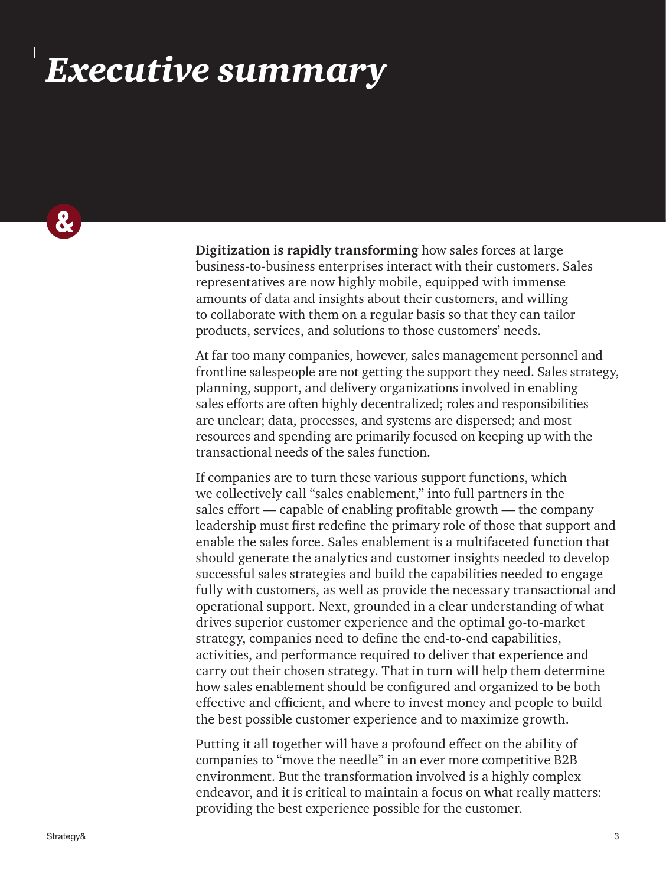# *Executive summary*

**Digitization is rapidly transforming** how sales forces at large business-to-business enterprises interact with their customers. Sales representatives are now highly mobile, equipped with immense amounts of data and insights about their customers, and willing to collaborate with them on a regular basis so that they can tailor products, services, and solutions to those customers' needs.

At far too many companies, however, sales management personnel and frontline salespeople are not getting the support they need. Sales strategy, planning, support, and delivery organizations involved in enabling sales efforts are often highly decentralized; roles and responsibilities are unclear; data, processes, and systems are dispersed; and most resources and spending are primarily focused on keeping up with the transactional needs of the sales function.

If companies are to turn these various support functions, which we collectively call "sales enablement," into full partners in the sales effort — capable of enabling profitable growth — the company leadership must first redefine the primary role of those that support and enable the sales force. Sales enablement is a multifaceted function that should generate the analytics and customer insights needed to develop successful sales strategies and build the capabilities needed to engage fully with customers, as well as provide the necessary transactional and operational support. Next, grounded in a clear understanding of what drives superior customer experience and the optimal go-to-market strategy, companies need to define the end-to-end capabilities, activities, and performance required to deliver that experience and carry out their chosen strategy. That in turn will help them determine how sales enablement should be configured and organized to be both effective and efficient, and where to invest money and people to build the best possible customer experience and to maximize growth.

Putting it all together will have a profound effect on the ability of companies to "move the needle" in an ever more competitive B2B environment. But the transformation involved is a highly complex endeavor, and it is critical to maintain a focus on what really matters: providing the best experience possible for the customer.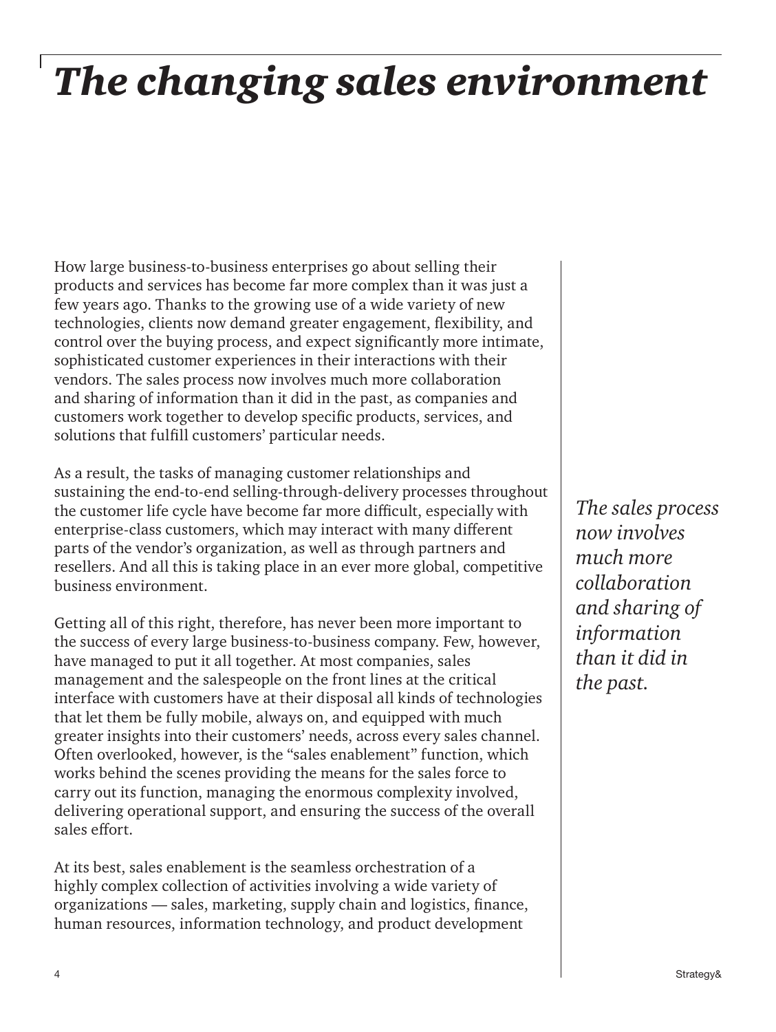# *The changing sales environment*

How large business-to-business enterprises go about selling their products and services has become far more complex than it was just a few years ago. Thanks to the growing use of a wide variety of new technologies, clients now demand greater engagement, flexibility, and control over the buying process, and expect significantly more intimate, sophisticated customer experiences in their interactions with their vendors. The sales process now involves much more collaboration and sharing of information than it did in the past, as companies and customers work together to develop specific products, services, and solutions that fulfill customers' particular needs.

As a result, the tasks of managing customer relationships and sustaining the end-to-end selling-through-delivery processes throughout the customer life cycle have become far more difficult, especially with enterprise-class customers, which may interact with many different parts of the vendor's organization, as well as through partners and resellers. And all this is taking place in an ever more global, competitive business environment.

*The sales process now involves much more collaboration and sharing of information than it did in the past.*

Getting all of this right, therefore, has never been more important to the success of every large business-to-business company. Few, however, have managed to put it all together. At most companies, sales management and the salespeople on the front lines at the critical interface with customers have at their disposal all kinds of technologies that let them be fully mobile, always on, and equipped with much greater insights into their customers' needs, across every sales channel. Often overlooked, however, is the "sales enablement" function, which works behind the scenes providing the means for the sales force to carry out its function, managing the enormous complexity involved, delivering operational support, and ensuring the success of the overall sales effort.

At its best, sales enablement is the seamless orchestration of a highly complex collection of activities involving a wide variety of organizations — sales, marketing, supply chain and logistics, finance, human resources, information technology, and product development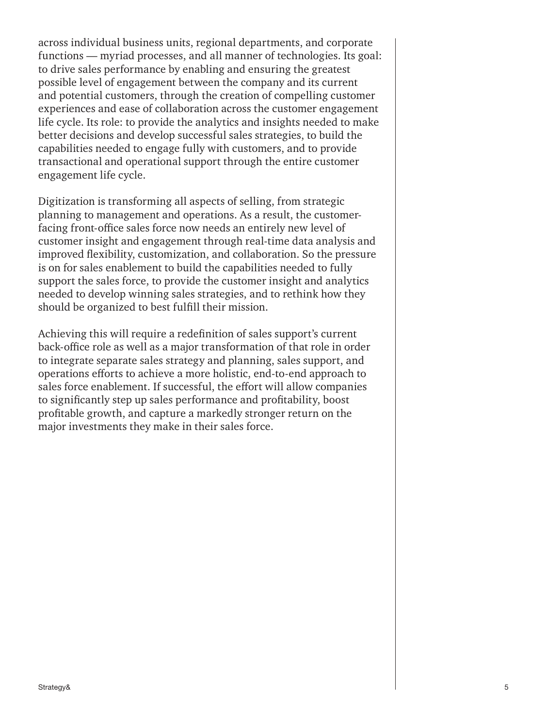across individual business units, regional departments, and corporate functions — myriad processes, and all manner of technologies. Its goal: to drive sales performance by enabling and ensuring the greatest possible level of engagement between the company and its current and potential customers, through the creation of compelling customer experiences and ease of collaboration across the customer engagement life cycle. Its role: to provide the analytics and insights needed to make better decisions and develop successful sales strategies, to build the capabilities needed to engage fully with customers, and to provide transactional and operational support through the entire customer engagement life cycle.

Digitization is transforming all aspects of selling, from strategic planning to management and operations. As a result, the customer-facing front-office sales force now needs an entirely new level of customer insight and engagement through real-time data analysis and improved flexibility, customization, and collaboration. So the pressure is on for sales enablement to build the capabilities needed to fully support the sales force, to provide the customer insight and analytics needed to develop winning sales strategies, and to rethink how they should be organized to best fulfill their mission.

Achieving this will require a redefinition of sales support's current back-office role as well as a major transformation of that role in order to integrate separate sales strategy and planning, sales support, and operations efforts to achieve a more holistic, end-to-end approach to sales force enablement. If successful, the effort will allow companies to significantly step up sales performance and profitability, boost profitable growth, and capture a markedly stronger return on the major investments they make in their sales force.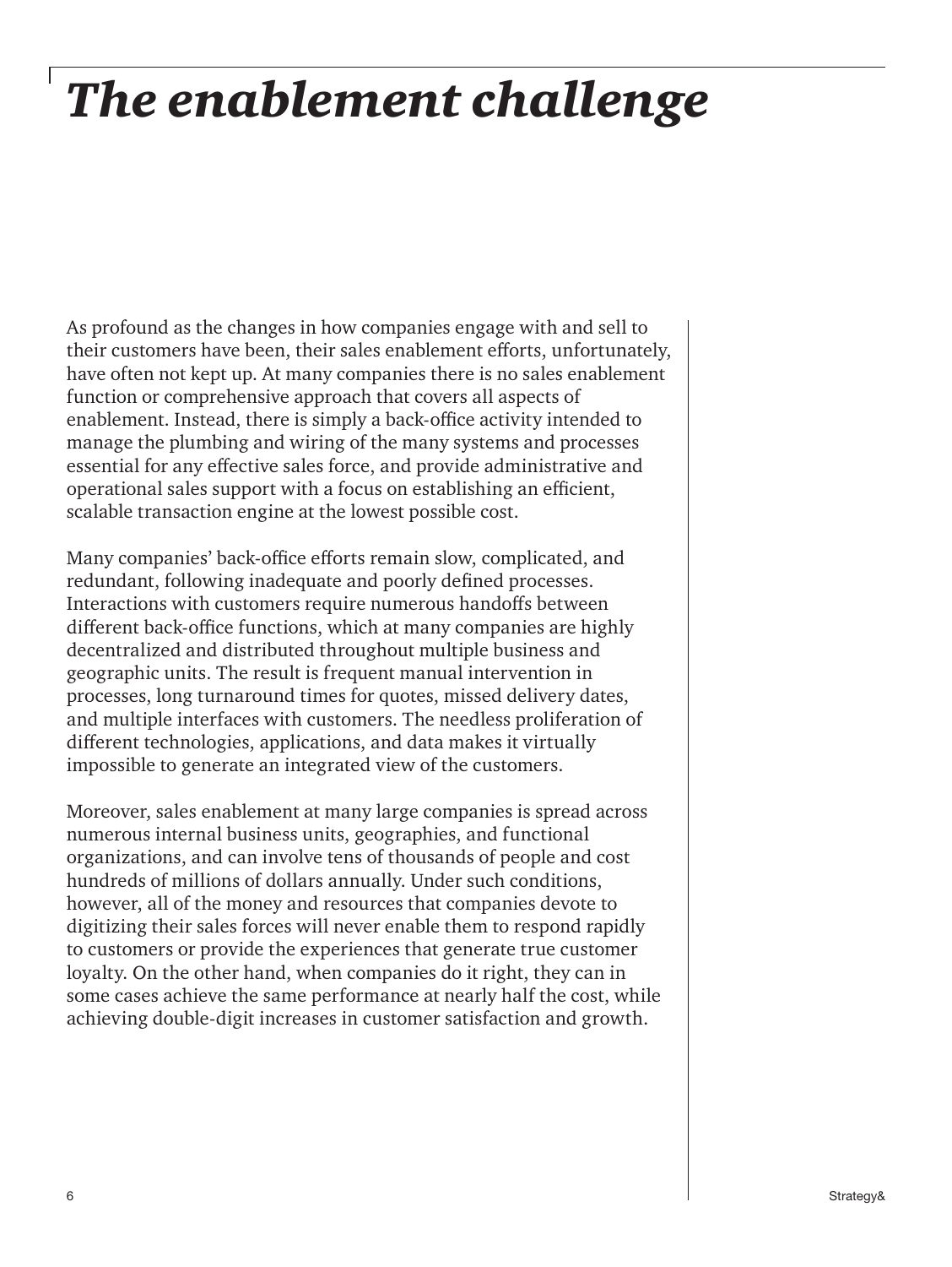# *The enablement challenge*

As profound as the changes in how companies engage with and sell to their customers have been, their sales enablement efforts, unfortunately, have often not kept up. At many companies there is no sales enablement function or comprehensive approach that covers all aspects of enablement. Instead, there is simply a back-office activity intended to manage the plumbing and wiring of the many systems and processes essential for any effective sales force, and provide administrative and operational sales support with a focus on establishing an efficient, scalable transaction engine at the lowest possible cost.

Many companies' back-office efforts remain slow, complicated, and redundant, following inadequate and poorly defined processes. Interactions with customers require numerous handoffs between different back-office functions, which at many companies are highly decentralized and distributed throughout multiple business and geographic units. The result is frequent manual intervention in processes, long turnaround times for quotes, missed delivery dates, and multiple interfaces with customers. The needless proliferation of different technologies, applications, and data makes it virtually impossible to generate an integrated view of the customers.

Moreover, sales enablement at many large companies is spread across numerous internal business units, geographies, and functional organizations, and can involve tens of thousands of people and cost hundreds of millions of dollars annually. Under such conditions, however, all of the money and resources that companies devote to digitizing their sales forces will never enable them to respond rapidly to customers or provide the experiences that generate true customer loyalty. On the other hand, when companies do it right, they can in some cases achieve the same performance at nearly half the cost, while achieving double-digit increases in customer satisfaction and growth.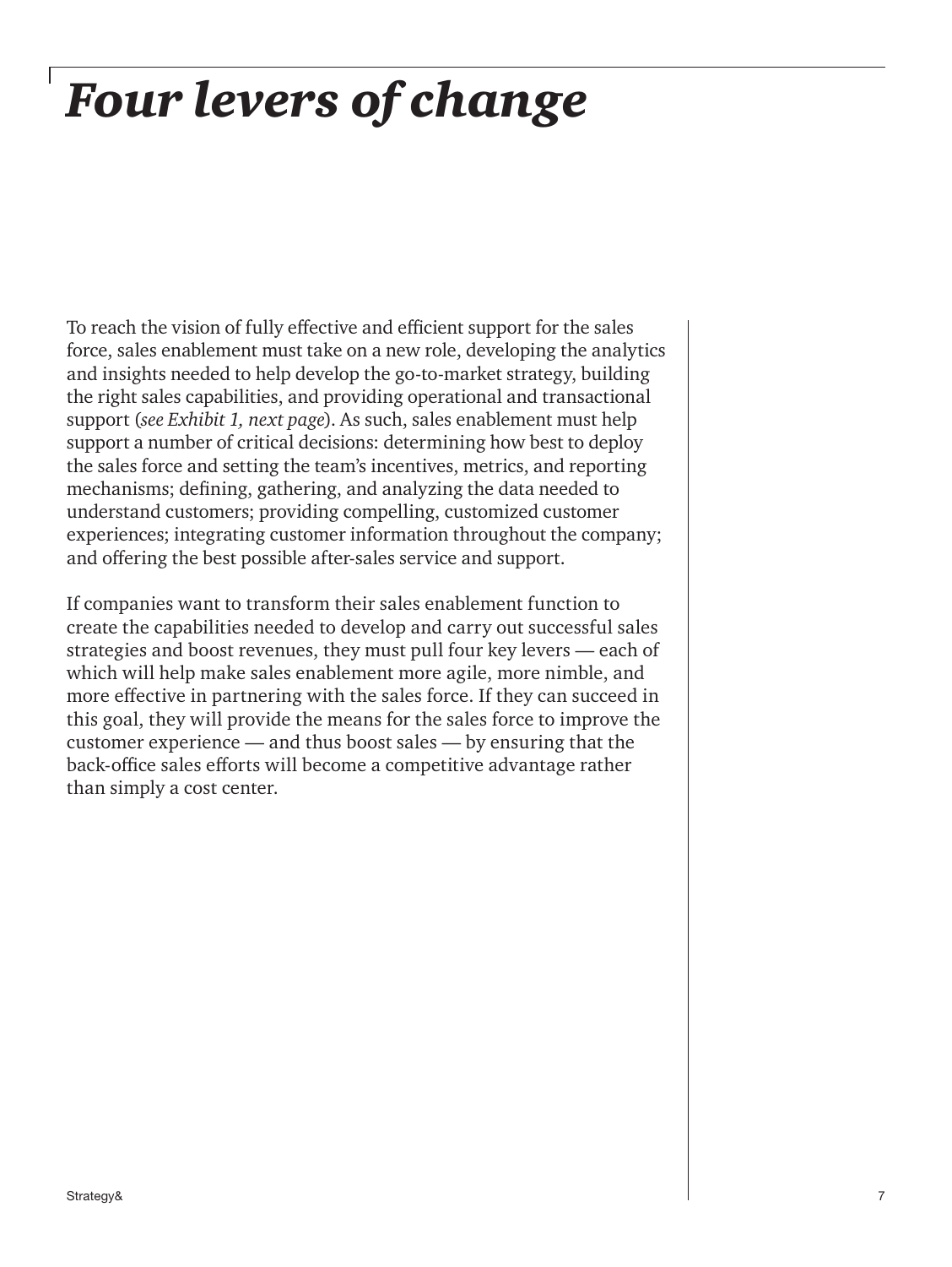# *Four levers of change*

To reach the vision of fully effective and efficient support for the sales force, sales enablement must take on a new role, developing the analytics and insights needed to help develop the go-to-market strategy, building the right sales capabilities, and providing operational and transactional support (*see Exhibit 1, next page*). As such, sales enablement must help support a number of critical decisions: determining how best to deploy the sales force and setting the team's incentives, metrics, and reporting mechanisms; defining, gathering, and analyzing the data needed to understand customers; providing compelling, customized customer experiences; integrating customer information throughout the company; and offering the best possible after-sales service and support.

If companies want to transform their sales enablement function to create the capabilities needed to develop and carry out successful sales strategies and boost revenues, they must pull four key levers — each of which will help make sales enablement more agile, more nimble, and more effective in partnering with the sales force. If they can succeed in this goal, they will provide the means for the sales force to improve the customer experience — and thus boost sales — by ensuring that the back-office sales efforts will become a competitive advantage rather than simply a cost center.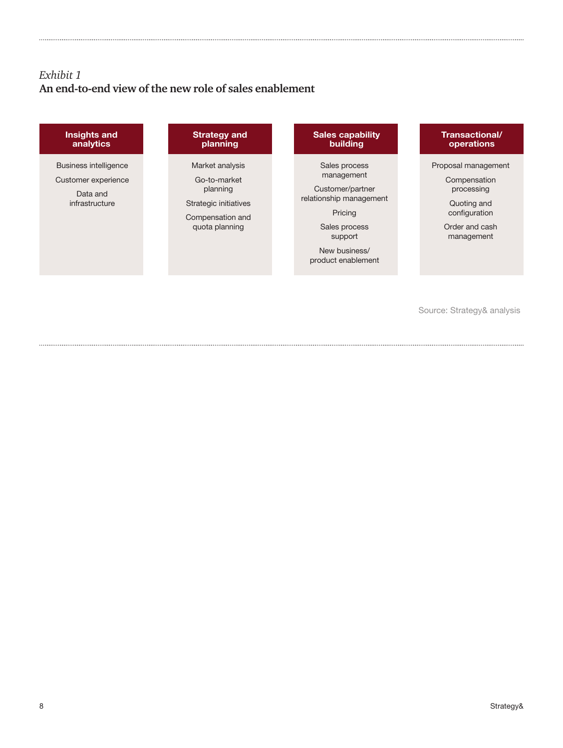*Exhibit 1*
**An end-to-end view of the new role of sales enablement**

| Insights and analytics | Strategy and planning | Sales capability building | Transactional/ operations |
| --- | --- | --- | --- |
| Business intelligence | Market analysis | Sales process management | Proposal management |
| Customer experience | Go-to-market planning | Customer/partner relationship management | Compensation processing |
| Data and infrastructure | Strategic initiatives | Pricing | Quoting and configuration |
| | Compensation and quota planning | Sales process support | Order and cash management |
| | | New business/ product enablement | |

Source: Strategy& analysis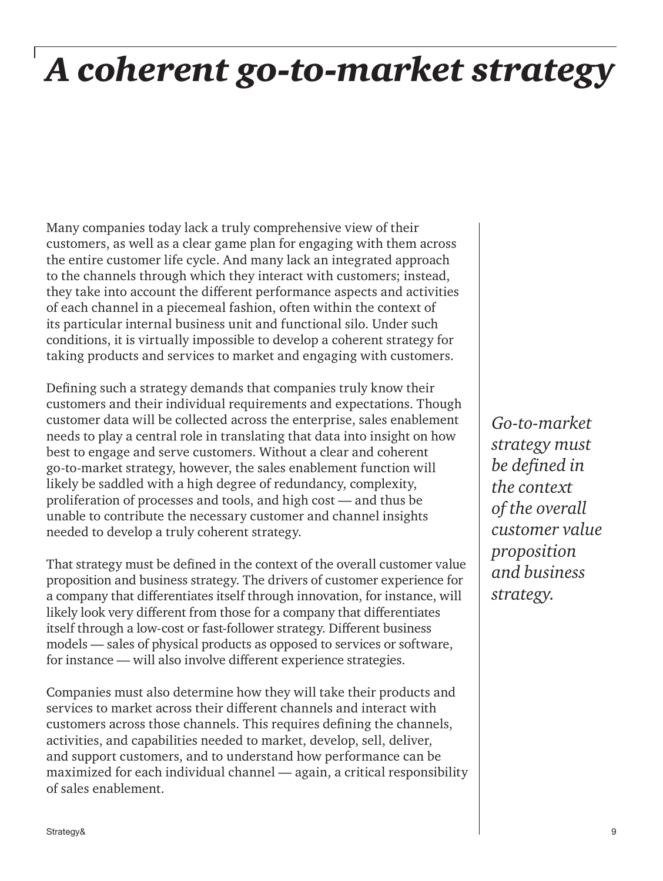# *A coherent go-to-market strategy*

Many companies today lack a truly comprehensive view of their customers, as well as a clear game plan for engaging with them across the entire customer life cycle. And many lack an integrated approach to the channels through which they interact with customers; instead, they take into account the different performance aspects and activities of each channel in a piecemeal fashion, often within the context of its particular internal business unit and functional silo. Under such conditions, it is virtually impossible to develop a coherent strategy for taking products and services to market and engaging with customers.

Defining such a strategy demands that companies truly know their customers and their individual requirements and expectations. Though customer data will be collected across the enterprise, sales enablement needs to play a central role in translating that data into insight on how best to engage and serve customers. Without a clear and coherent go-to-market strategy, however, the sales enablement function will likely be saddled with a high degree of redundancy, complexity, proliferation of processes and tools, and high cost — and thus be unable to contribute the necessary customer and channel insights needed to develop a truly coherent strategy.

*Go-to-market strategy must be defined in the context of the overall customer value proposition and business strategy.*

That strategy must be defined in the context of the overall customer value proposition and business strategy. The drivers of customer experience for a company that differentiates itself through innovation, for instance, will likely look very different from those for a company that differentiates itself through a low-cost or fast-follower strategy. Different business models — sales of physical products as opposed to services or software, for instance — will also involve different experience strategies.

Companies must also determine how they will take their products and services to market across their different channels and interact with customers across those channels. This requires defining the channels, activities, and capabilities needed to market, develop, sell, deliver, and support customers, and to understand how performance can be maximized for each individual channel — again, a critical responsibility of sales enablement.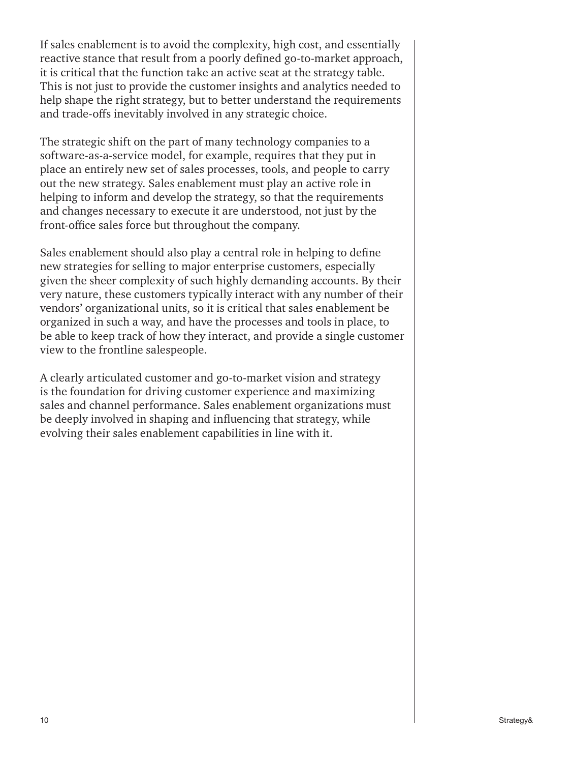If sales enablement is to avoid the complexity, high cost, and essentially reactive stance that result from a poorly defined go-to-market approach, it is critical that the function take an active seat at the strategy table. This is not just to provide the customer insights and analytics needed to help shape the right strategy, but to better understand the requirements and trade-offs inevitably involved in any strategic choice.

The strategic shift on the part of many technology companies to a software-as-a-service model, for example, requires that they put in place an entirely new set of sales processes, tools, and people to carry out the new strategy. Sales enablement must play an active role in helping to inform and develop the strategy, so that the requirements and changes necessary to execute it are understood, not just by the front-office sales force but throughout the company.

Sales enablement should also play a central role in helping to define new strategies for selling to major enterprise customers, especially given the sheer complexity of such highly demanding accounts. By their very nature, these customers typically interact with any number of their vendors' organizational units, so it is critical that sales enablement be organized in such a way, and have the processes and tools in place, to be able to keep track of how they interact, and provide a single customer view to the frontline salespeople.

A clearly articulated customer and go-to-market vision and strategy is the foundation for driving customer experience and maximizing sales and channel performance. Sales enablement organizations must be deeply involved in shaping and influencing that strategy, while evolving their sales enablement capabilities in line with it.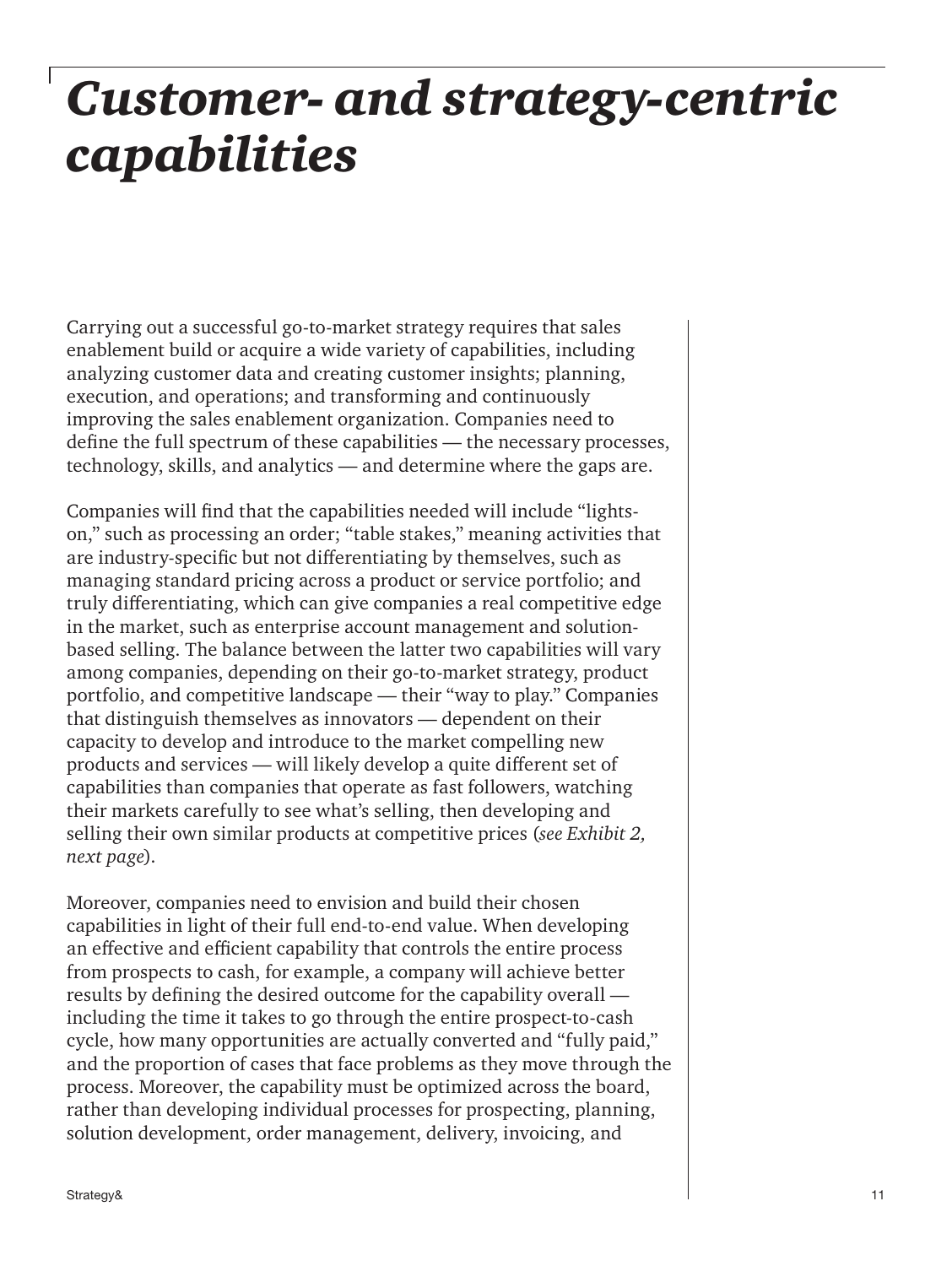# *Customer- and strategy-centric capabilities*

Carrying out a successful go-to-market strategy requires that sales enablement build or acquire a wide variety of capabilities, including analyzing customer data and creating customer insights; planning, execution, and operations; and transforming and continuously improving the sales enablement organization. Companies need to define the full spectrum of these capabilities — the necessary processes, technology, skills, and analytics — and determine where the gaps are.

Companies will find that the capabilities needed will include "lights-on," such as processing an order; "table stakes," meaning activities that are industry-specific but not differentiating by themselves, such as managing standard pricing across a product or service portfolio; and truly differentiating, which can give companies a real competitive edge in the market, such as enterprise account management and solution-based selling. The balance between the latter two capabilities will vary among companies, depending on their go-to-market strategy, product portfolio, and competitive landscape — their "way to play." Companies that distinguish themselves as innovators — dependent on their capacity to develop and introduce to the market compelling new products and services — will likely develop a quite different set of capabilities than companies that operate as fast followers, watching their markets carefully to see what's selling, then developing and selling their own similar products at competitive prices (*see Exhibit 2, next page*).

Moreover, companies need to envision and build their chosen capabilities in light of their full end-to-end value. When developing an effective and efficient capability that controls the entire process from prospects to cash, for example, a company will achieve better results by defining the desired outcome for the capability overall — including the time it takes to go through the entire prospect-to-cash cycle, how many opportunities are actually converted and "fully paid," and the proportion of cases that face problems as they move through the process. Moreover, the capability must be optimized across the board, rather than developing individual processes for prospecting, planning, solution development, order management, delivery, invoicing, and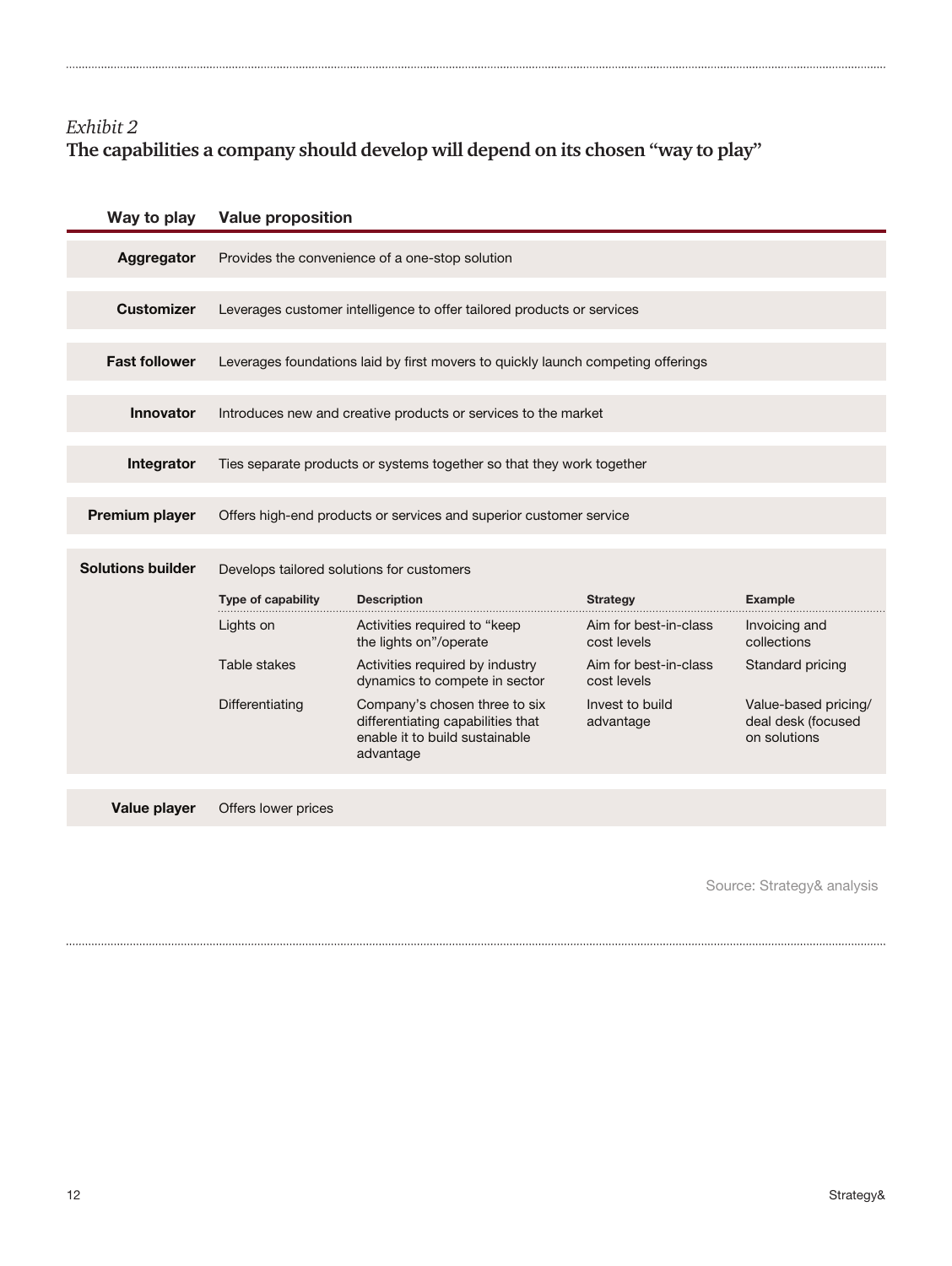*Exhibit 2*

**The capabilities a company should develop will depend on its chosen "way to play"**

| Way to play | Value proposition |
|---|---|
| **Aggregator** | Provides the convenience of a one-stop solution |
| **Customizer** | Leverages customer intelligence to offer tailored products or services |
| **Fast follower** | Leverages foundations laid by first movers to quickly launch competing offerings |
| **Innovator** | Introduces new and creative products or services to the market |
| **Integrator** | Ties separate products or systems together so that they work together |
| **Premium player** | Offers high-end products or services and superior customer service |
| **Solutions builder** | Develops tailored solutions for customers |
| **Value player** | Offers lower prices |

**Solutions builder**

| Type of capability | Description | Strategy | Example |
|---|---|---|---|
| Lights on | Activities required to "keep the lights on"/operate | Aim for best-in-class cost levels | Invoicing and collections |
| Table stakes | Activities required by industry dynamics to compete in sector | Aim for best-in-class cost levels | Standard pricing |
| Differentiating | Company's chosen three to six differentiating capabilities that enable it to build sustainable advantage | Invest to build advantage | Value-based pricing/ deal desk (focused on solutions |

Source: Strategy& analysis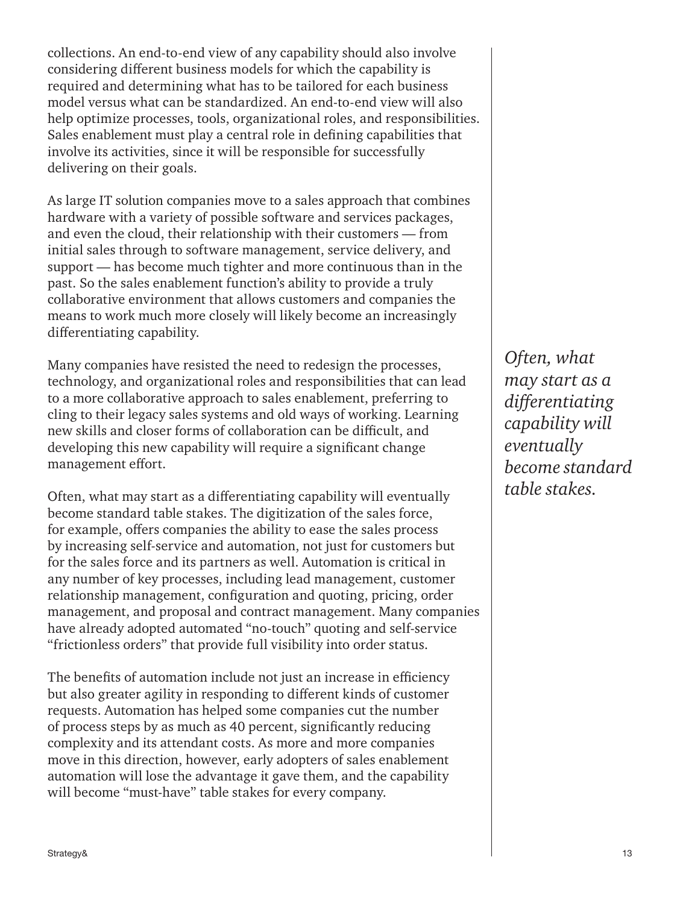collections. An end-to-end view of any capability should also involve considering different business models for which the capability is required and determining what has to be tailored for each business model versus what can be standardized. An end-to-end view will also help optimize processes, tools, organizational roles, and responsibilities. Sales enablement must play a central role in defining capabilities that involve its activities, since it will be responsible for successfully delivering on their goals.

As large IT solution companies move to a sales approach that combines hardware with a variety of possible software and services packages, and even the cloud, their relationship with their customers — from initial sales through to software management, service delivery, and support — has become much tighter and more continuous than in the past. So the sales enablement function's ability to provide a truly collaborative environment that allows customers and companies the means to work much more closely will likely become an increasingly differentiating capability.

Many companies have resisted the need to redesign the processes, technology, and organizational roles and responsibilities that can lead to a more collaborative approach to sales enablement, preferring to cling to their legacy sales systems and old ways of working. Learning new skills and closer forms of collaboration can be difficult, and developing this new capability will require a significant change management effort.

*Often, what may start as a differentiating capability will eventually become standard table stakes.*

Often, what may start as a differentiating capability will eventually become standard table stakes. The digitization of the sales force, for example, offers companies the ability to ease the sales process by increasing self-service and automation, not just for customers but for the sales force and its partners as well. Automation is critical in any number of key processes, including lead management, customer relationship management, configuration and quoting, pricing, order management, and proposal and contract management. Many companies have already adopted automated "no-touch" quoting and self-service "frictionless orders" that provide full visibility into order status.

The benefits of automation include not just an increase in efficiency but also greater agility in responding to different kinds of customer requests. Automation has helped some companies cut the number of process steps by as much as 40 percent, significantly reducing complexity and its attendant costs. As more and more companies move in this direction, however, early adopters of sales enablement automation will lose the advantage it gave them, and the capability will become "must-have" table stakes for every company.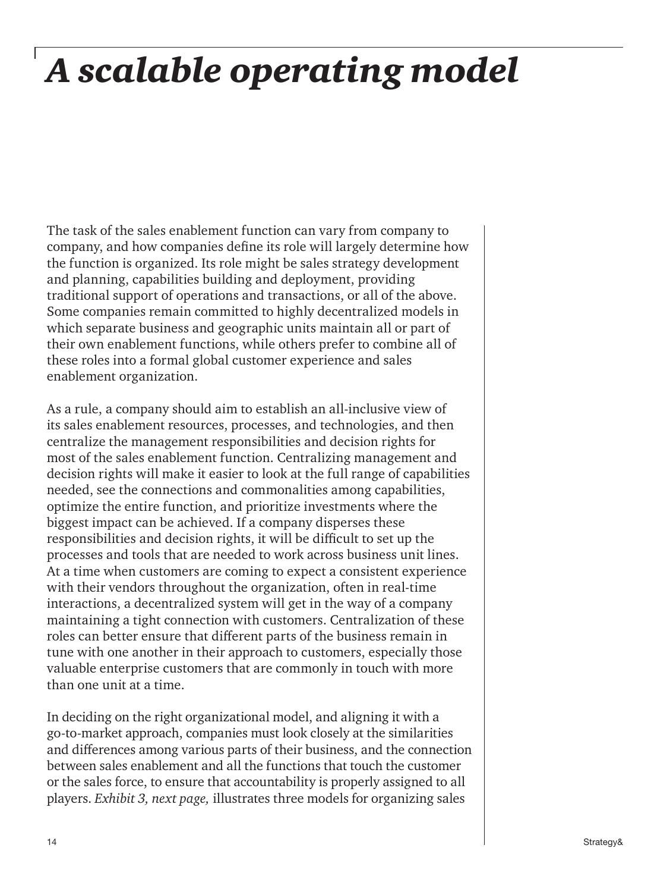# *A scalable operating model*

The task of the sales enablement function can vary from company to company, and how companies define its role will largely determine how the function is organized. Its role might be sales strategy development and planning, capabilities building and deployment, providing traditional support of operations and transactions, or all of the above. Some companies remain committed to highly decentralized models in which separate business and geographic units maintain all or part of their own enablement functions, while others prefer to combine all of these roles into a formal global customer experience and sales enablement organization.

As a rule, a company should aim to establish an all-inclusive view of its sales enablement resources, processes, and technologies, and then centralize the management responsibilities and decision rights for most of the sales enablement function. Centralizing management and decision rights will make it easier to look at the full range of capabilities needed, see the connections and commonalities among capabilities, optimize the entire function, and prioritize investments where the biggest impact can be achieved. If a company disperses these responsibilities and decision rights, it will be difficult to set up the processes and tools that are needed to work across business unit lines. At a time when customers are coming to expect a consistent experience with their vendors throughout the organization, often in real-time interactions, a decentralized system will get in the way of a company maintaining a tight connection with customers. Centralization of these roles can better ensure that different parts of the business remain in tune with one another in their approach to customers, especially those valuable enterprise customers that are commonly in touch with more than one unit at a time.

In deciding on the right organizational model, and aligning it with a go-to-market approach, companies must look closely at the similarities and differences among various parts of their business, and the connection between sales enablement and all the functions that touch the customer or the sales force, to ensure that accountability is properly assigned to all players. *Exhibit 3, next page,* illustrates three models for organizing sales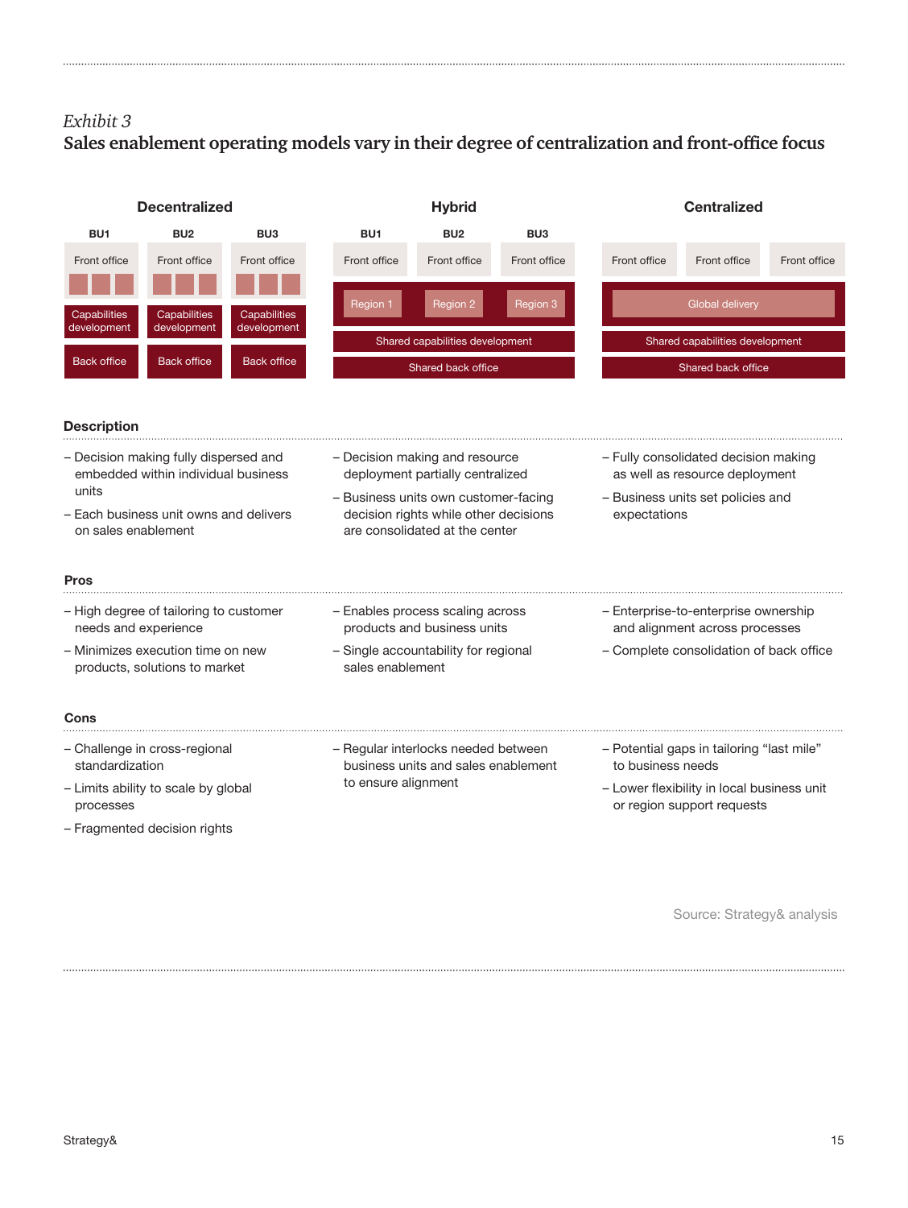*Exhibit 3*

**Sales enablement operating models vary in their degree of centralization and front-office focus**

| | Decentralized | Hybrid | Centralized |
|---|---|---|---|
| Structure | BU1, BU2, BU3 — each with its own Front office, Capabilities development, Back office | BU1, BU2, BU3 — each with its own Front office; Region 1, Region 2, Region 3; Shared capabilities development; Shared back office | Front office, Front office, Front office; Global delivery; Shared capabilities development; Shared back office |
| **Description** | – Decision making fully dispersed and embedded within individual business units<br>– Each business unit owns and delivers on sales enablement | – Decision making and resource deployment partially centralized<br>– Business units own customer-facing decision rights while other decisions are consolidated at the center | – Fully consolidated decision making as well as resource deployment<br>– Business units set policies and expectations |
| **Pros** | – High degree of tailoring to customer needs and experience<br>– Minimizes execution time on new products, solutions to market | – Enables process scaling across products and business units<br>– Single accountability for regional sales enablement | – Enterprise-to-enterprise ownership and alignment across processes<br>– Complete consolidation of back office |
| **Cons** | – Challenge in cross-regional standardization<br>– Limits ability to scale by global processes<br>– Fragmented decision rights | – Regular interlocks needed between business units and sales enablement to ensure alignment | – Potential gaps in tailoring "last mile" to business needs<br>– Lower flexibility in local business unit or region support requests |

Source: Strategy& analysis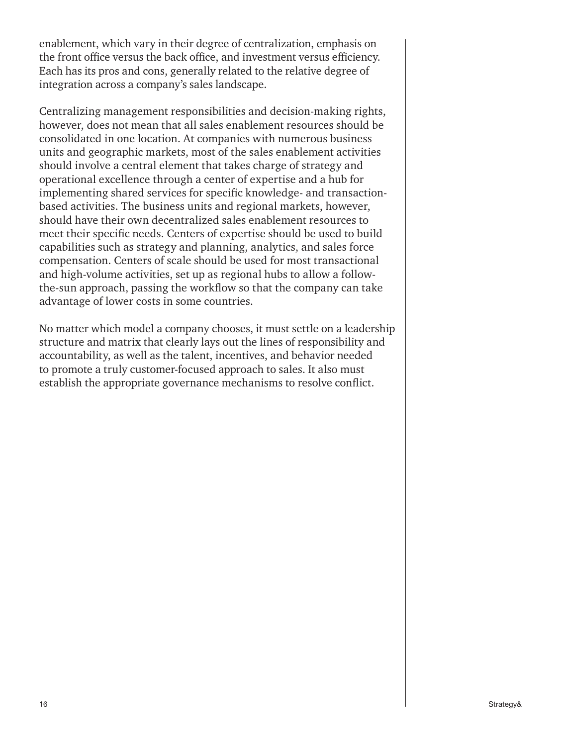enablement, which vary in their degree of centralization, emphasis on the front office versus the back office, and investment versus efficiency. Each has its pros and cons, generally related to the relative degree of integration across a company's sales landscape.

Centralizing management responsibilities and decision-making rights, however, does not mean that all sales enablement resources should be consolidated in one location. At companies with numerous business units and geographic markets, most of the sales enablement activities should involve a central element that takes charge of strategy and operational excellence through a center of expertise and a hub for implementing shared services for specific knowledge- and transaction-based activities. The business units and regional markets, however, should have their own decentralized sales enablement resources to meet their specific needs. Centers of expertise should be used to build capabilities such as strategy and planning, analytics, and sales force compensation. Centers of scale should be used for most transactional and high-volume activities, set up as regional hubs to allow a follow-the-sun approach, passing the workflow so that the company can take advantage of lower costs in some countries.

No matter which model a company chooses, it must settle on a leadership structure and matrix that clearly lays out the lines of responsibility and accountability, as well as the talent, incentives, and behavior needed to promote a truly customer-focused approach to sales. It also must establish the appropriate governance mechanisms to resolve conflict.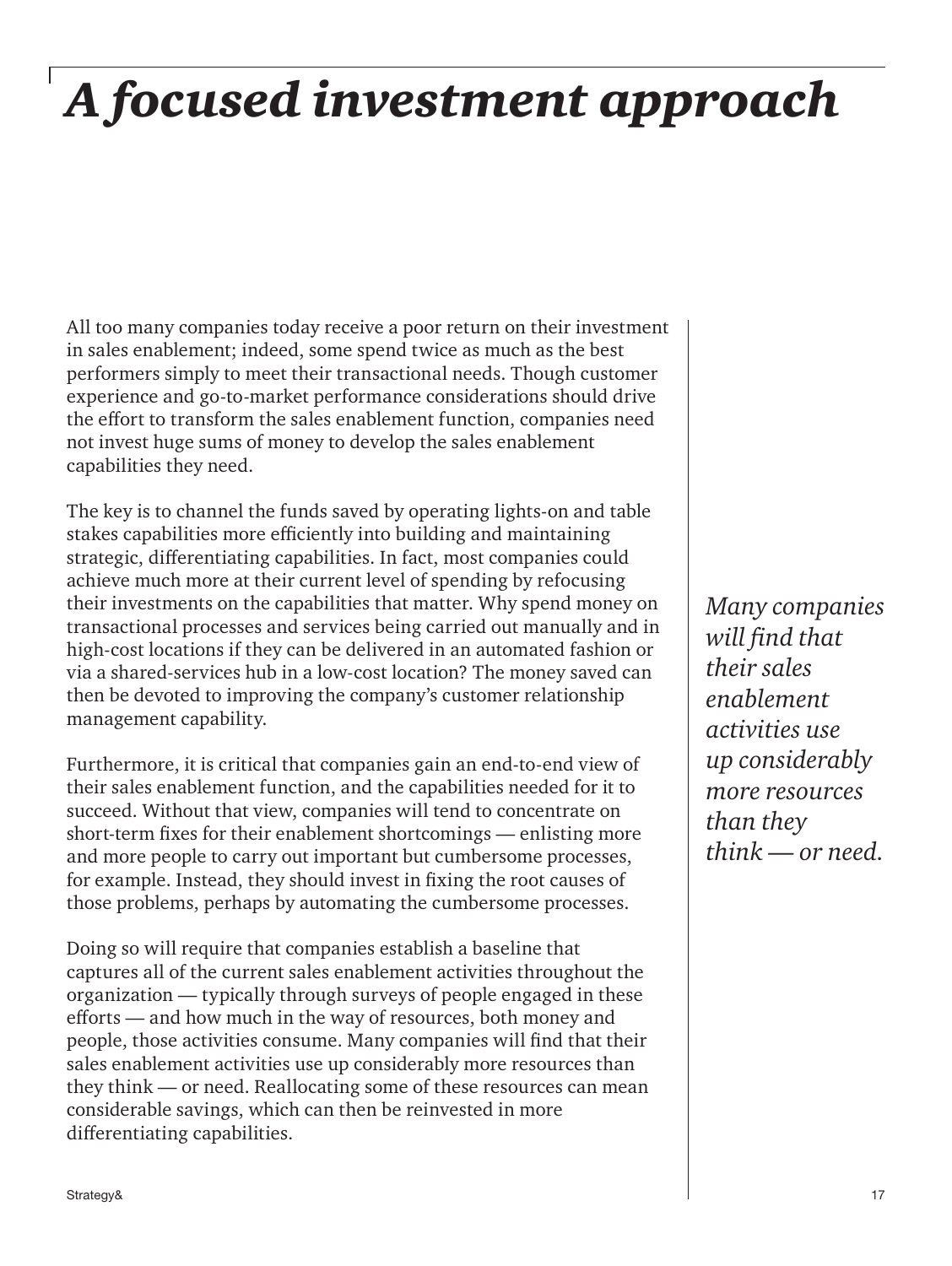# *A focused investment approach*

All too many companies today receive a poor return on their investment in sales enablement; indeed, some spend twice as much as the best performers simply to meet their transactional needs. Though customer experience and go-to-market performance considerations should drive the effort to transform the sales enablement function, companies need not invest huge sums of money to develop the sales enablement capabilities they need.

The key is to channel the funds saved by operating lights-on and table stakes capabilities more efficiently into building and maintaining strategic, differentiating capabilities. In fact, most companies could achieve much more at their current level of spending by refocusing their investments on the capabilities that matter. Why spend money on transactional processes and services being carried out manually and in high-cost locations if they can be delivered in an automated fashion or via a shared-services hub in a low-cost location? The money saved can then be devoted to improving the company's customer relationship management capability.

Furthermore, it is critical that companies gain an end-to-end view of their sales enablement function, and the capabilities needed for it to succeed. Without that view, companies will tend to concentrate on short-term fixes for their enablement shortcomings — enlisting more and more people to carry out important but cumbersome processes, for example. Instead, they should invest in fixing the root causes of those problems, perhaps by automating the cumbersome processes.

Doing so will require that companies establish a baseline that captures all of the current sales enablement activities throughout the organization — typically through surveys of people engaged in these efforts — and how much in the way of resources, both money and people, those activities consume. Many companies will find that their sales enablement activities use up considerably more resources than they think — or need. Reallocating some of these resources can mean considerable savings, which can then be reinvested in more differentiating capabilities.

*Many companies will find that their sales enablement activities use up considerably more resources than they think — or need.*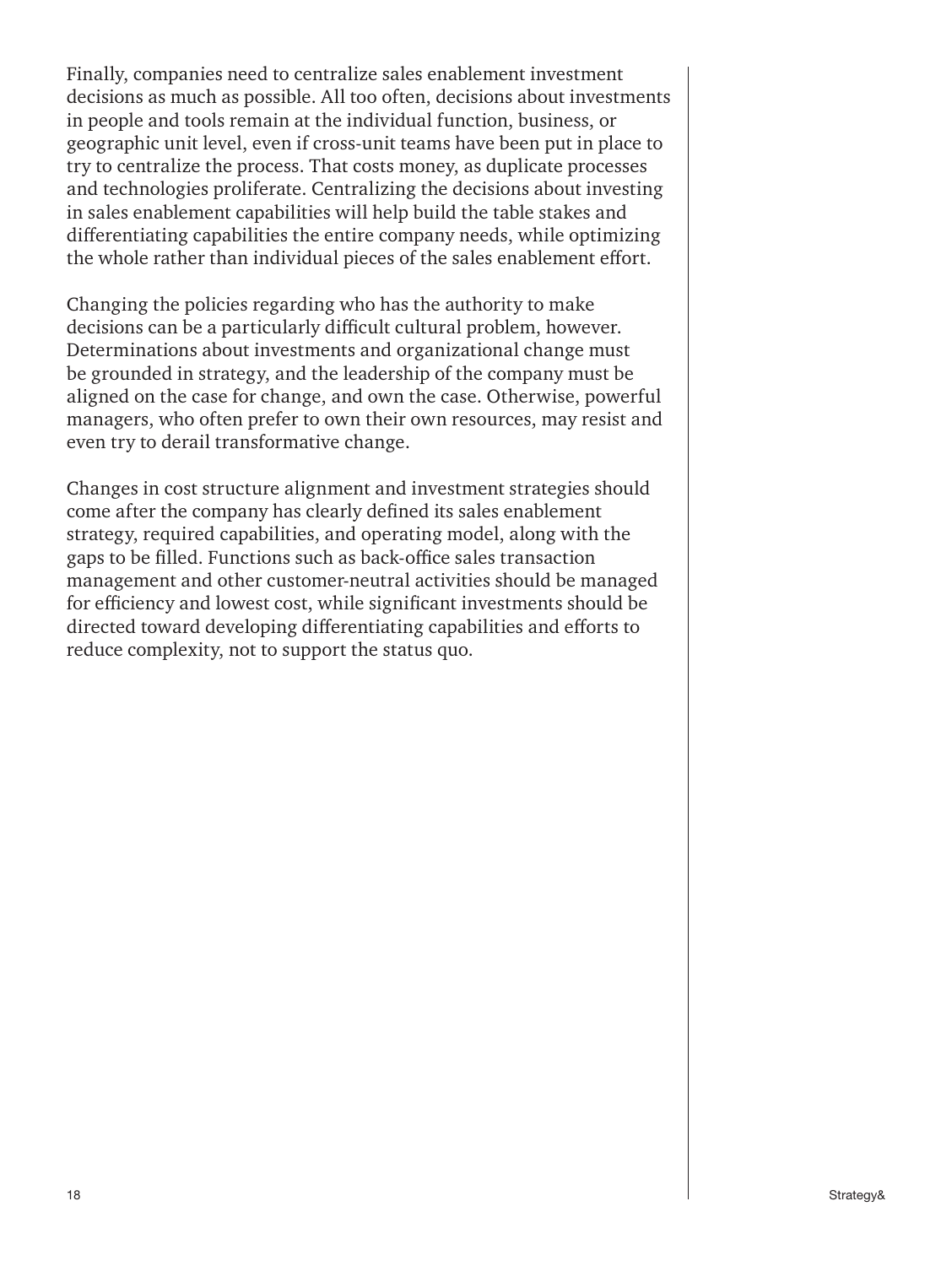Finally, companies need to centralize sales enablement investment decisions as much as possible. All too often, decisions about investments in people and tools remain at the individual function, business, or geographic unit level, even if cross-unit teams have been put in place to try to centralize the process. That costs money, as duplicate processes and technologies proliferate. Centralizing the decisions about investing in sales enablement capabilities will help build the table stakes and differentiating capabilities the entire company needs, while optimizing the whole rather than individual pieces of the sales enablement effort.

Changing the policies regarding who has the authority to make decisions can be a particularly difficult cultural problem, however. Determinations about investments and organizational change must be grounded in strategy, and the leadership of the company must be aligned on the case for change, and own the case. Otherwise, powerful managers, who often prefer to own their own resources, may resist and even try to derail transformative change.

Changes in cost structure alignment and investment strategies should come after the company has clearly defined its sales enablement strategy, required capabilities, and operating model, along with the gaps to be filled. Functions such as back-office sales transaction management and other customer-neutral activities should be managed for efficiency and lowest cost, while significant investments should be directed toward developing differentiating capabilities and efforts to reduce complexity, not to support the status quo.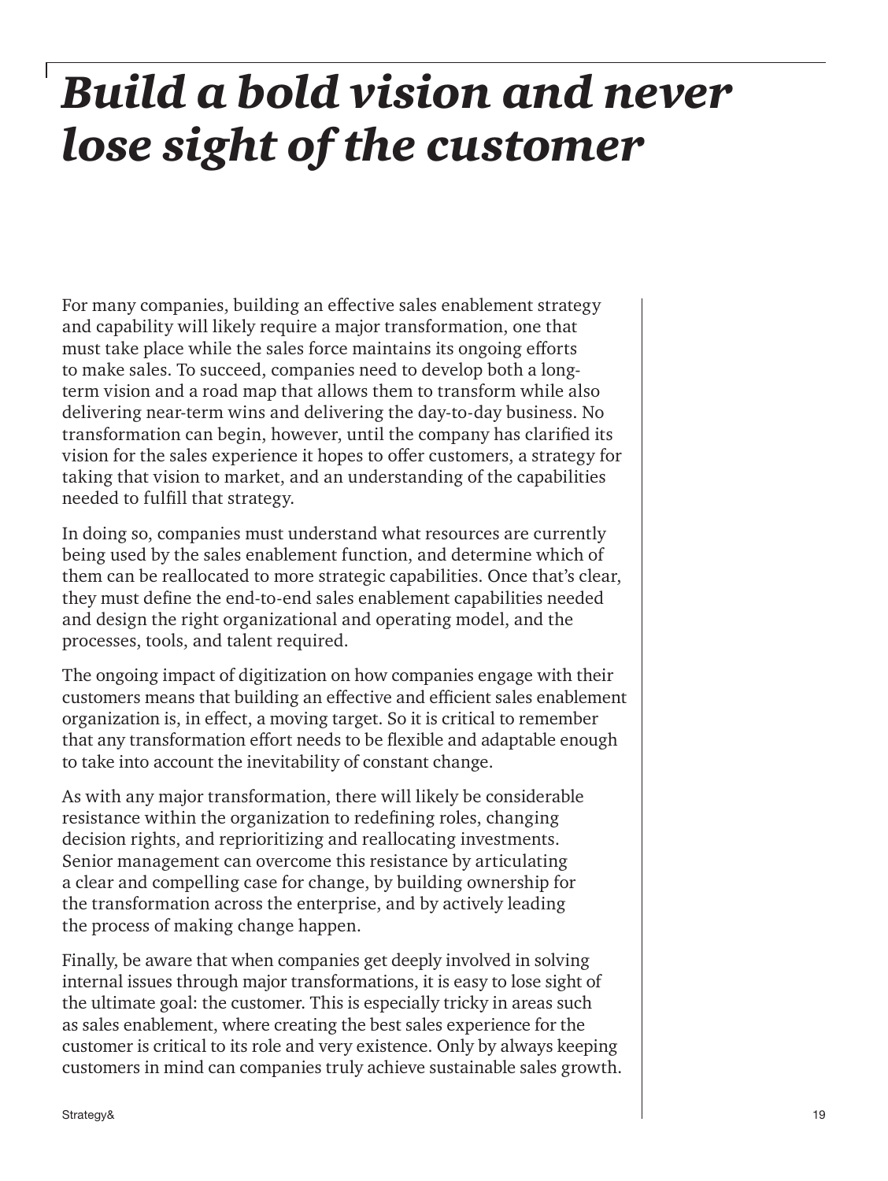# *Build a bold vision and never lose sight of the customer*

For many companies, building an effective sales enablement strategy and capability will likely require a major transformation, one that must take place while the sales force maintains its ongoing efforts to make sales. To succeed, companies need to develop both a long-term vision and a road map that allows them to transform while also delivering near-term wins and delivering the day-to-day business. No transformation can begin, however, until the company has clarified its vision for the sales experience it hopes to offer customers, a strategy for taking that vision to market, and an understanding of the capabilities needed to fulfill that strategy.

In doing so, companies must understand what resources are currently being used by the sales enablement function, and determine which of them can be reallocated to more strategic capabilities. Once that's clear, they must define the end-to-end sales enablement capabilities needed and design the right organizational and operating model, and the processes, tools, and talent required.

The ongoing impact of digitization on how companies engage with their customers means that building an effective and efficient sales enablement organization is, in effect, a moving target. So it is critical to remember that any transformation effort needs to be flexible and adaptable enough to take into account the inevitability of constant change.

As with any major transformation, there will likely be considerable resistance within the organization to redefining roles, changing decision rights, and reprioritizing and reallocating investments. Senior management can overcome this resistance by articulating a clear and compelling case for change, by building ownership for the transformation across the enterprise, and by actively leading the process of making change happen.

Finally, be aware that when companies get deeply involved in solving internal issues through major transformations, it is easy to lose sight of the ultimate goal: the customer. This is especially tricky in areas such as sales enablement, where creating the best sales experience for the customer is critical to its role and very existence. Only by always keeping customers in mind can companies truly achieve sustainable sales growth.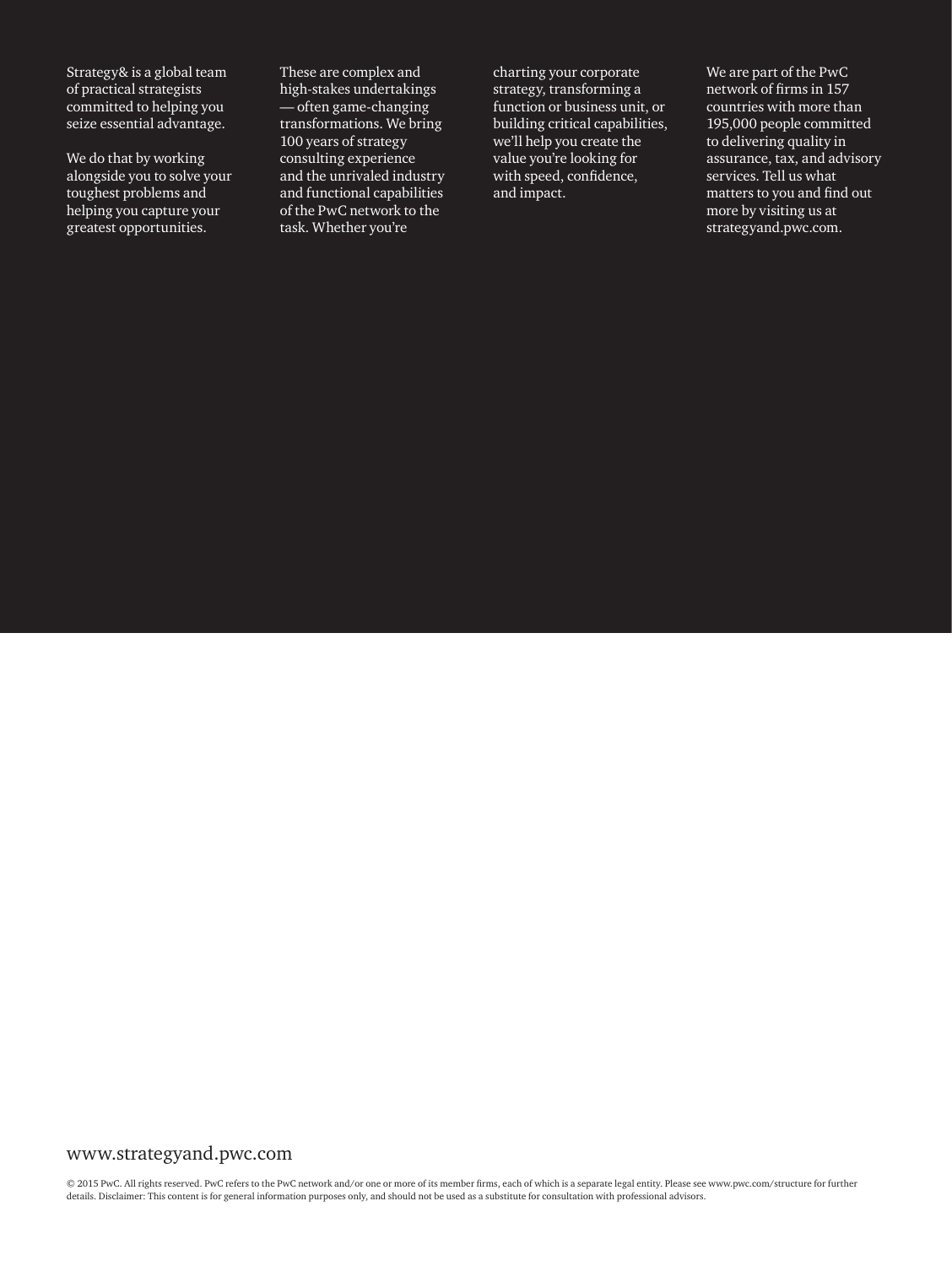Strategy& is a global team of practical strategists committed to helping you seize essential advantage.

We do that by working alongside you to solve your toughest problems and helping you capture your greatest opportunities.

These are complex and high-stakes undertakings — often game-changing transformations. We bring 100 years of strategy consulting experience and the unrivaled industry and functional capabilities of the PwC network to the task. Whether you're charting your corporate strategy, transforming a function or business unit, or building critical capabilities, we'll help you create the value you're looking for with speed, confidence, and impact.

We are part of the PwC network of firms in 157 countries with more than 195,000 people committed to delivering quality in assurance, tax, and advisory services. Tell us what matters to you and find out more by visiting us at strategyand.pwc.com.

www.strategyand.pwc.com

© 2015 PwC. All rights reserved. PwC refers to the PwC network and/or one or more of its member firms, each of which is a separate legal entity. Please see www.pwc.com/structure for further details. Disclaimer: This content is for general information purposes only, and should not be used as a substitute for consultation with professional advisors.